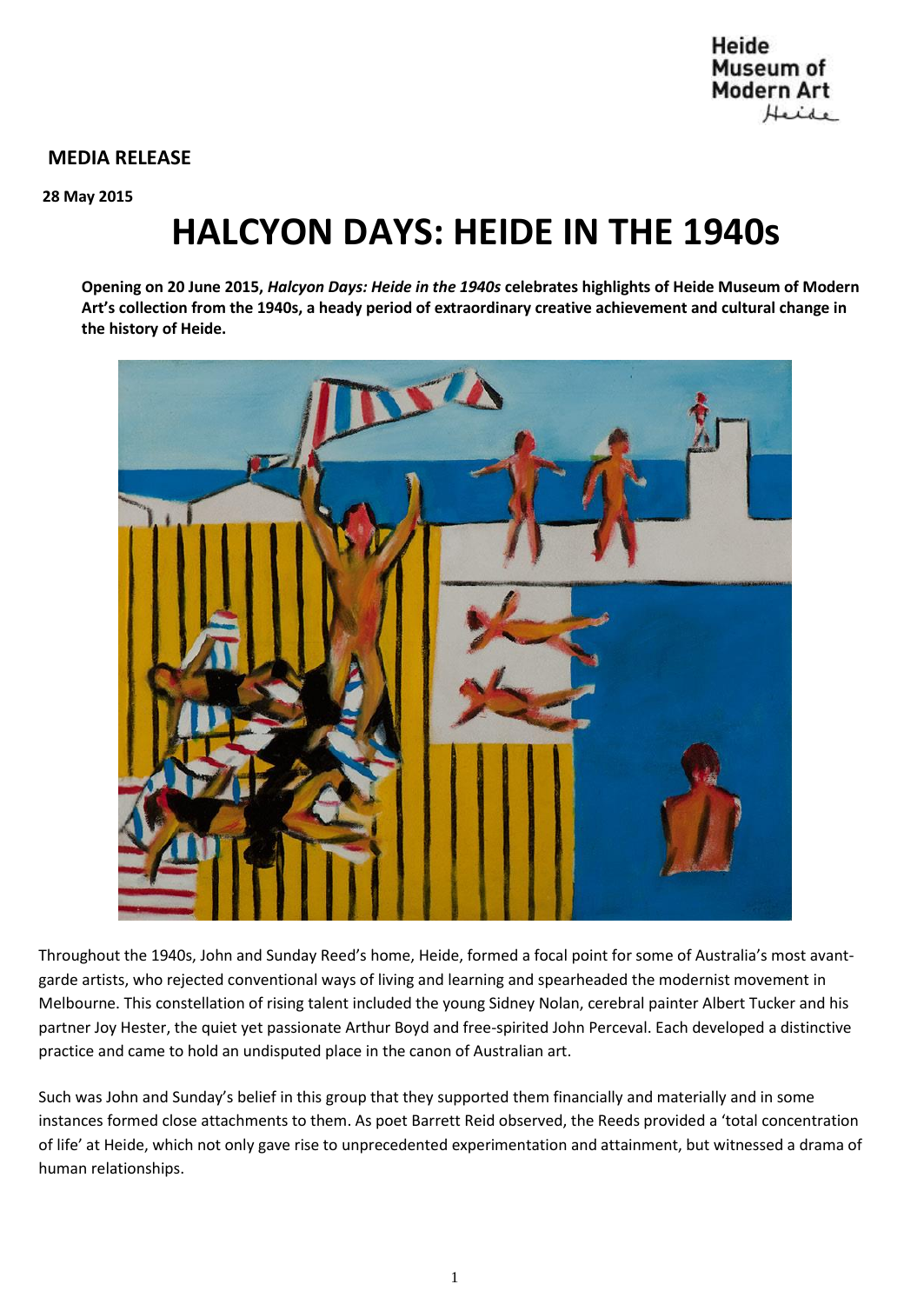Heide Museum of Modern Art

**MEDIA RELEASE**

**28 May 2015**

# HALCYON DAYS: HEIDE IN THE 1940s

**Opening on 20 June 2015, *Halcyon Days: Heide in the 1940s* celebrates highlights of Heide Museum of Modern Art's collection from the 1940s, a heady period of extraordinary creative achievement and cultural change in the history of Heide.**

Throughout the 1940s, John and Sunday Reed's home, Heide, formed a focal point for some of Australia's most avant-garde artists, who rejected conventional ways of living and learning and spearheaded the modernist movement in Melbourne. This constellation of rising talent included the young Sidney Nolan, cerebral painter Albert Tucker and his partner Joy Hester, the quiet yet passionate Arthur Boyd and free-spirited John Perceval. Each developed a distinctive practice and came to hold an undisputed place in the canon of Australian art.

Such was John and Sunday's belief in this group that they supported them financially and materially and in some instances formed close attachments to them. As poet Barrett Reid observed, the Reeds provided a 'total concentration of life' at Heide, which not only gave rise to unprecedented experimentation and attainment, but witnessed a drama of human relationships.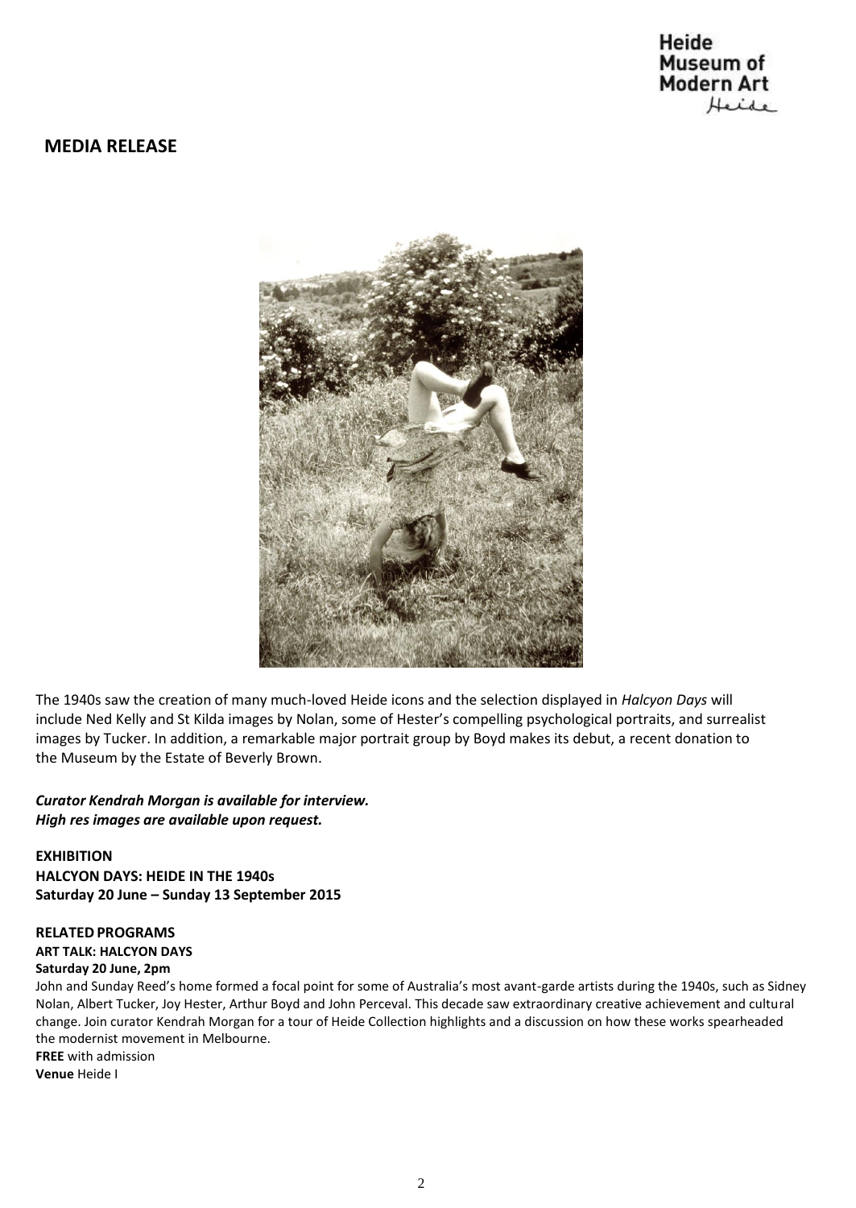## MEDIA RELEASE

The 1940s saw the creation of many much-loved Heide icons and the selection displayed in *Halcyon Days* will include Ned Kelly and St Kilda images by Nolan, some of Hester's compelling psychological portraits, and surrealist images by Tucker. In addition, a remarkable major portrait group by Boyd makes its debut, a recent donation to the Museum by the Estate of Beverly Brown.

***Curator Kendrah Morgan is available for interview.***
***High res images are available upon request.***

**EXHIBITION**
**HALCYON DAYS: HEIDE IN THE 1940s**
**Saturday 20 June – Sunday 13 September 2015**

**RELATED PROGRAMS**
**ART TALK: HALCYON DAYS**
**Saturday 20 June, 2pm**
John and Sunday Reed's home formed a focal point for some of Australia's most avant-garde artists during the 1940s, such as Sidney Nolan, Albert Tucker, Joy Hester, Arthur Boyd and John Perceval. This decade saw extraordinary creative achievement and cultural change. Join curator Kendrah Morgan for a tour of Heide Collection highlights and a discussion on how these works spearheaded the modernist movement in Melbourne.
**FREE** with admission
**Venue** Heide I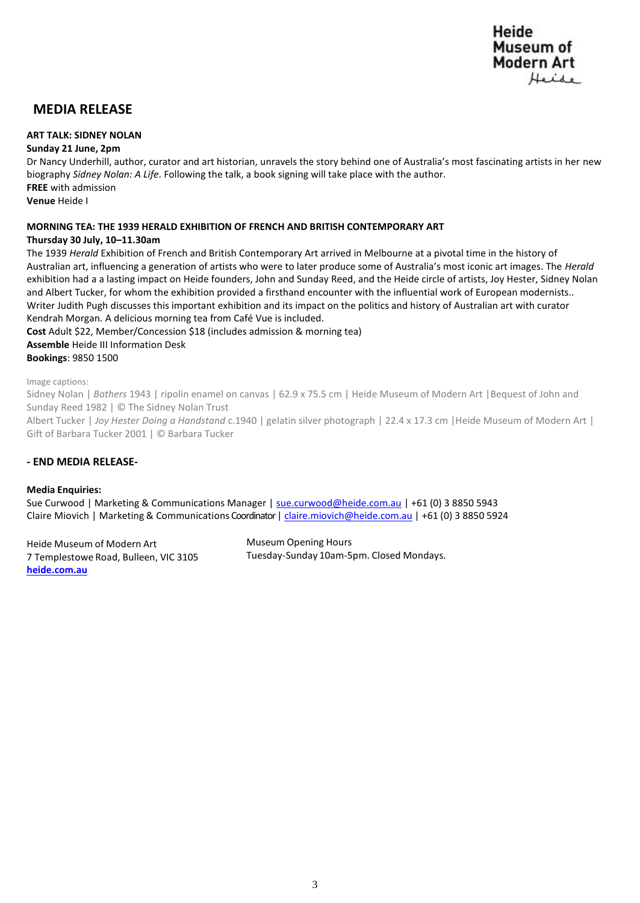Heide Museum of Modern Art

## MEDIA RELEASE

**ART TALK: SIDNEY NOLAN**

**Sunday 21 June, 2pm**

Dr Nancy Underhill, author, curator and art historian, unravels the story behind one of Australia's most fascinating artists in her new biography *Sidney Nolan: A Life*. Following the talk, a book signing will take place with the author.

**FREE** with admission

**Venue** Heide I

**MORNING TEA: THE 1939 HERALD EXHIBITION OF FRENCH AND BRITISH CONTEMPORARY ART**

**Thursday 30 July, 10–11.30am**

The 1939 *Herald* Exhibition of French and British Contemporary Art arrived in Melbourne at a pivotal time in the history of Australian art, influencing a generation of artists who were to later produce some of Australia's most iconic art images. The *Herald* exhibition had a a lasting impact on Heide founders, John and Sunday Reed, and the Heide circle of artists, Joy Hester, Sidney Nolan and Albert Tucker, for whom the exhibition provided a firsthand encounter with the influential work of European modernists.. Writer Judith Pugh discusses this important exhibition and its impact on the politics and history of Australian art with curator Kendrah Morgan. A delicious morning tea from Café Vue is included.

**Cost** Adult $22, Member/Concession $18 (includes admission & morning tea)

**Assemble** Heide III Information Desk

**Bookings**: 9850 1500

Image captions:

Sidney Nolan | *Bathers* 1943 | ripolin enamel on canvas | 62.9 x 75.5 cm | Heide Museum of Modern Art |Bequest of John and Sunday Reed 1982 | © The Sidney Nolan Trust

Albert Tucker | *Joy Hester Doing a Handstand* c.1940 | gelatin silver photograph | 22.4 x 17.3 cm |Heide Museum of Modern Art | Gift of Barbara Tucker 2001 | © Barbara Tucker

**- END MEDIA RELEASE-**

**Media Enquiries:**

Sue Curwood | Marketing & Communications Manager | sue.curwood@heide.com.au | +61 (0) 3 8850 5943

Claire Miovich | Marketing & Communications Coordinator | claire.miovich@heide.com.au | +61 (0) 3 8850 5924

Heide Museum of Modern Art
7 Templestowe Road, Bulleen, VIC 3105
**heide.com.au**

Museum Opening Hours
Tuesday-Sunday 10am-5pm. Closed Mondays.